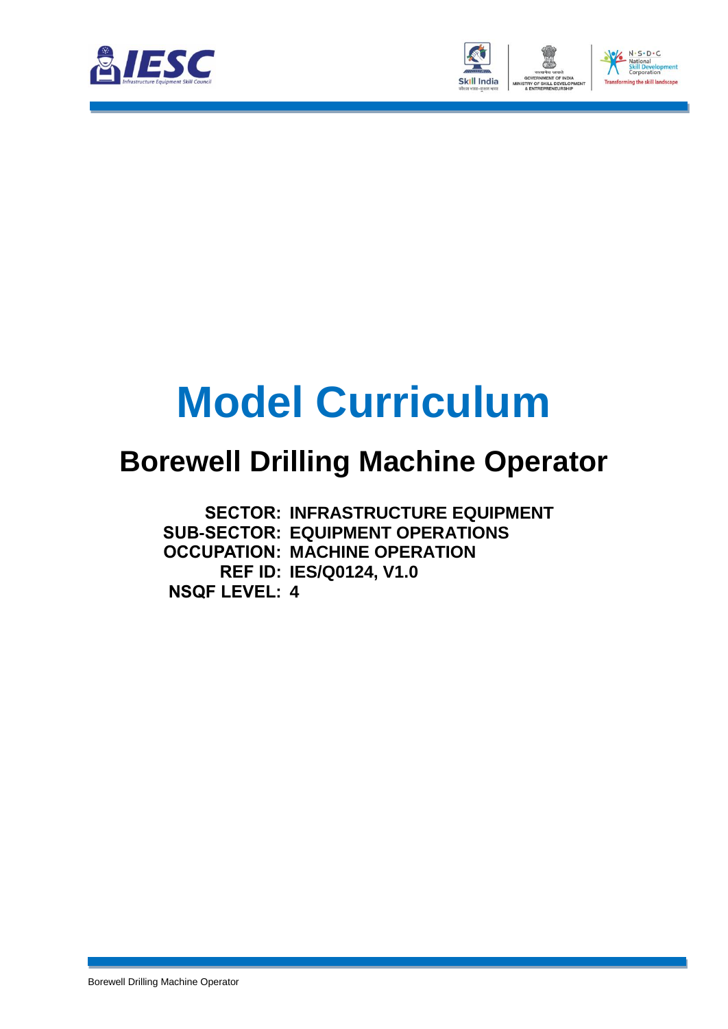# Model Curriculum

## Borewell Drilling Machine Operator

**SECTOR:** INFRASTRUCTURE EQUIPMENT
**SUB-SECTOR:** EQUIPMENT OPERATIONS
**OCCUPATION:** MACHINE OPERATION
**REF ID:** IES/Q0124, V1.0
**NSQF LEVEL:** 4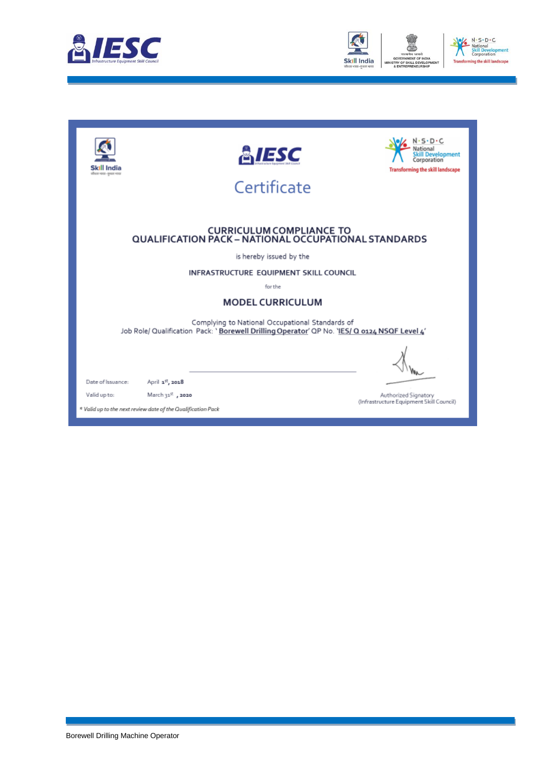# Certificate

## CURRICULUM COMPLIANCE TO QUALIFICATION PACK – NATIONAL OCCUPATIONAL STANDARDS

is hereby issued by the

**INFRASTRUCTURE EQUIPMENT SKILL COUNCIL**

for the

## MODEL CURRICULUM

Complying to National Occupational Standards of
Job Role/ Qualification Pack: '**Borewell Drilling Operator**' QP No. '**IES/ Q 0124 NSQF Level 4**'

Date of Issuance: April 1st, 2018

Valid up to: March 31st, 2020

*\* Valid up to the next review date of the Qualification Pack*

Authorized Signatory
(Infrastructure Equipment Skill Council)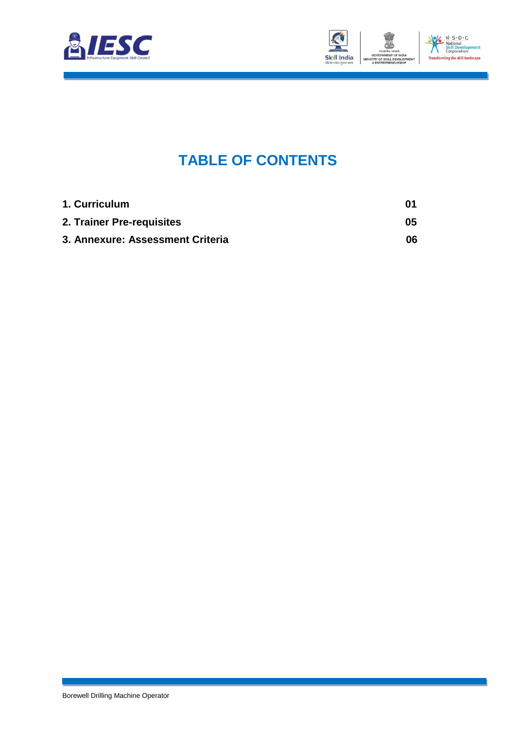# TABLE OF CONTENTS

| | |
|---|---|
| **1. Curriculum** | **01** |
| **2. Trainer Pre-requisites** | **05** |
| **3. Annexure: Assessment Criteria** | **06** |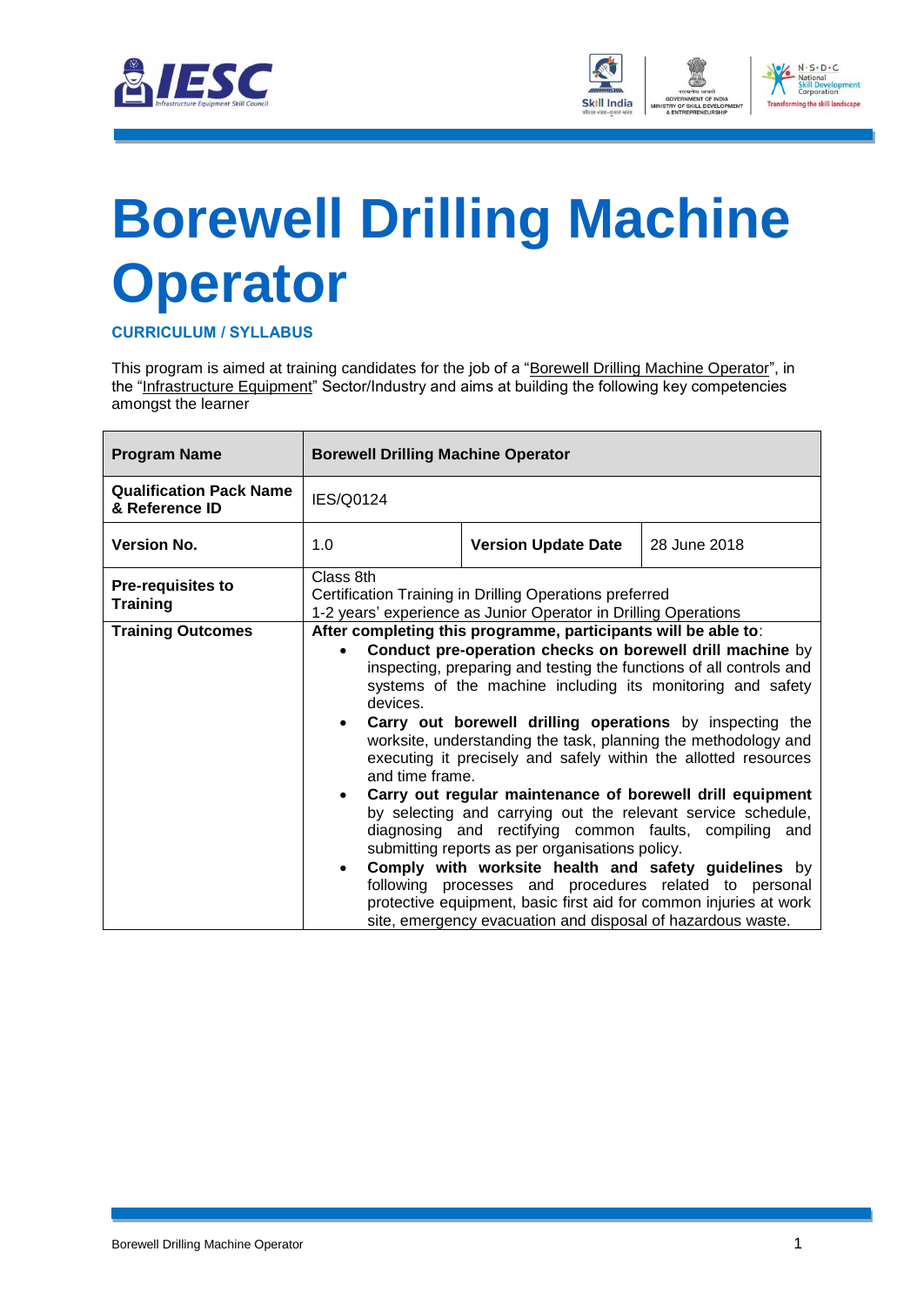# Borewell Drilling Machine Operator

**CURRICULUM / SYLLABUS**

This program is aimed at training candidates for the job of a "Borewell Drilling Machine Operator", in the "Infrastructure Equipment" Sector/Industry and aims at building the following key competencies amongst the learner

| **Program Name** | **Borewell Drilling Machine Operator** | | |
|---|---|---|---|
| **Qualification Pack Name & Reference ID** | IES/Q0124 | | |
| **Version No.** | 1.0 | **Version Update Date** | 28 June 2018 |
| **Pre-requisites to Training** | Class 8th<br>Certification Training in Drilling Operations preferred<br>1-2 years' experience as Junior Operator in Drilling Operations | | |
| **Training Outcomes** | **After completing this programme, participants will be able to**:<br>• **Conduct pre-operation checks on borewell drill machine** by inspecting, preparing and testing the functions of all controls and systems of the machine including its monitoring and safety devices.<br>• **Carry out borewell drilling operations** by inspecting the worksite, understanding the task, planning the methodology and executing it precisely and safely within the allotted resources and time frame.<br>• **Carry out regular maintenance of borewell drill equipment** by selecting and carrying out the relevant service schedule, diagnosing and rectifying common faults, compiling and submitting reports as per organisations policy.<br>• **Comply with worksite health and safety guidelines** by following processes and procedures related to personal protective equipment, basic first aid for common injuries at work site, emergency evacuation and disposal of hazardous waste. | | |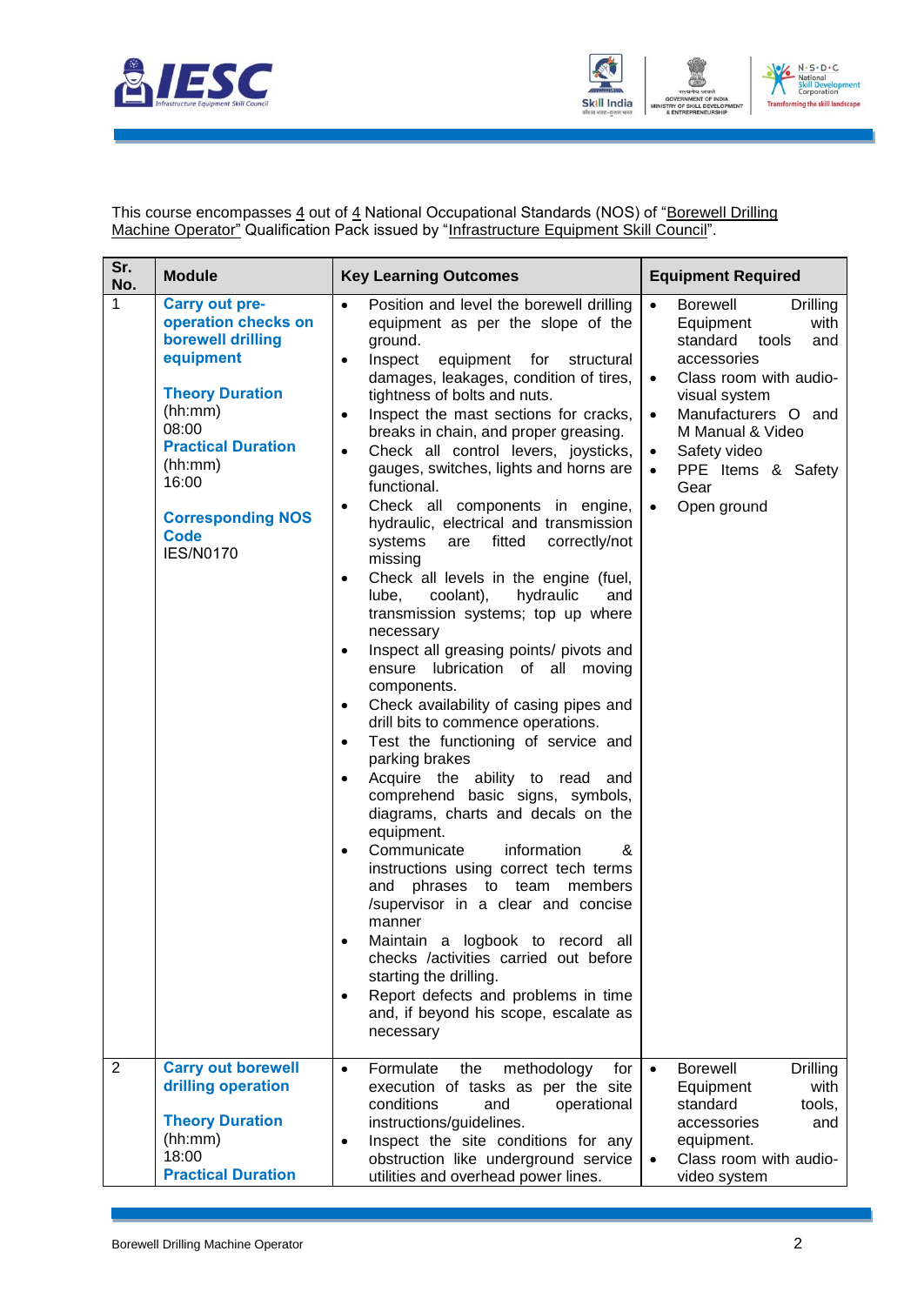This course encompasses 4 out of 4 National Occupational Standards (NOS) of "Borewell Drilling Machine Operator" Qualification Pack issued by "Infrastructure Equipment Skill Council".

| Sr. No. | Module | Key Learning Outcomes | Equipment Required |
|---|---|---|---|
| 1 | **Carry out pre-operation checks on borewell drilling equipment**<br><br>**Theory Duration** (hh:mm)<br>08:00<br>**Practical Duration** (hh:mm)<br>16:00<br><br>**Corresponding NOS Code**<br>IES/N0170 | • Position and level the borewell drilling equipment as per the slope of the ground.<br>• Inspect equipment for structural damages, leakages, condition of tires, tightness of bolts and nuts.<br>• Inspect the mast sections for cracks, breaks in chain, and proper greasing.<br>• Check all control levers, joysticks, gauges, switches, lights and horns are functional.<br>• Check all components in engine, hydraulic, electrical and transmission systems are fitted correctly/not missing<br>• Check all levels in the engine (fuel, lube, coolant), hydraulic and transmission systems; top up where necessary<br>• Inspect all greasing points/ pivots and ensure lubrication of all moving components.<br>• Check availability of casing pipes and drill bits to commence operations.<br>• Test the functioning of service and parking brakes<br>• Acquire the ability to read and comprehend basic signs, symbols, diagrams, charts and decals on the equipment.<br>• Communicate information & instructions using correct tech terms and phrases to team members /supervisor in a clear and concise manner<br>• Maintain a logbook to record all checks /activities carried out before starting the drilling.<br>• Report defects and problems in time and, if beyond his scope, escalate as necessary | • Borewell Drilling Equipment with standard tools and accessories<br>• Class room with audio-visual system<br>• Manufacturers O and M Manual & Video<br>• Safety video<br>• PPE Items & Safety Gear<br>• Open ground |
| 2 | **Carry out borewell drilling operation**<br><br>**Theory Duration** (hh:mm)<br>18:00<br>**Practical Duration** | • Formulate the methodology for execution of tasks as per the site conditions and operational instructions/guidelines.<br>• Inspect the site conditions for any obstruction like underground service utilities and overhead power lines. | • Borewell Drilling Equipment with standard tools, accessories and equipment.<br>• Class room with audio-video system |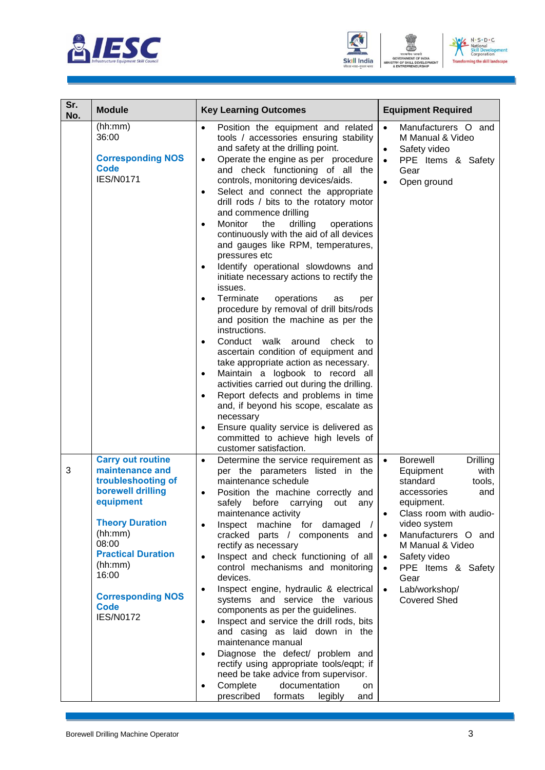| Sr. No. | Module | Key Learning Outcomes | Equipment Required |
|---|---|---|---|
| | (hh:mm)<br>36:00<br><br>**Corresponding NOS Code**<br>IES/N0171 | • Position the equipment and related tools / accessories ensuring stability and safety at the drilling point.<br>• Operate the engine as per procedure and check functioning of all the controls, monitoring devices/aids.<br>• Select and connect the appropriate drill rods / bits to the rotatory motor and commence drilling<br>• Monitor the drilling operations continuously with the aid of all devices and gauges like RPM, temperatures, pressures etc<br>• Identify operational slowdowns and initiate necessary actions to rectify the issues.<br>• Terminate operations as per procedure by removal of drill bits/rods and position the machine as per the instructions.<br>• Conduct walk around check to ascertain condition of equipment and take appropriate action as necessary.<br>• Maintain a logbook to record all activities carried out during the drilling.<br>• Report defects and problems in time and, if beyond his scope, escalate as necessary<br>• Ensure quality service is delivered as committed to achieve high levels of customer satisfaction. | • Manufacturers O and M Manual & Video<br>• Safety video<br>• PPE Items & Safety Gear<br>• Open ground |
| 3 | **Carry out routine maintenance and troubleshooting of borewell drilling equipment**<br><br>**Theory Duration**<br>(hh:mm)<br>08:00<br>**Practical Duration**<br>(hh:mm)<br>16:00<br><br>**Corresponding NOS Code**<br>IES/N0172 | • Determine the service requirement as per the parameters listed in the maintenance schedule<br>• Position the machine correctly and safely before carrying out any maintenance activity<br>• Inspect machine for damaged / cracked parts / components and rectify as necessary<br>• Inspect and check functioning of all control mechanisms and monitoring devices.<br>• Inspect engine, hydraulic & electrical systems and service the various components as per the guidelines.<br>• Inspect and service the drill rods, bits and casing as laid down in the maintenance manual<br>• Diagnose the defect/ problem and rectify using appropriate tools/eqpt; if need be take advice from supervisor.<br>• Complete documentation on prescribed formats legibly and | • Borewell Drilling Equipment with standard tools, accessories and equipment.<br>• Class room with audio-video system<br>• Manufacturers O and M Manual & Video<br>• Safety video<br>• PPE Items & Safety Gear<br>• Lab/workshop/ Covered Shed |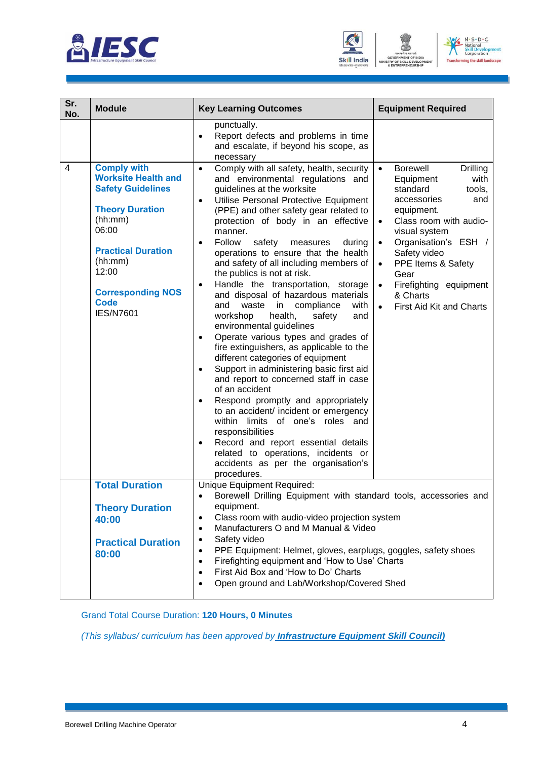| Sr. No. | Module | Key Learning Outcomes | Equipment Required |
|---|---|---|---|
| | | punctually.<br>• Report defects and problems in time and escalate, if beyond his scope, as necessary | |
| 4 | **Comply with Worksite Health and Safety Guidelines**<br><br>**Theory Duration** (hh:mm)<br>06:00<br><br>**Practical Duration** (hh:mm)<br>12:00<br><br>**Corresponding NOS Code**<br>IES/N7601 | • Comply with all safety, health, security and environmental regulations and guidelines at the worksite<br>• Utilise Personal Protective Equipment (PPE) and other safety gear related to protection of body in an effective manner.<br>• Follow safety measures during operations to ensure that the health and safety of all including members of the publics is not at risk.<br>• Handle the transportation, storage and disposal of hazardous materials and waste in compliance with workshop health, safety and environmental guidelines<br>• Operate various types and grades of fire extinguishers, as applicable to the different categories of equipment<br>• Support in administering basic first aid and report to concerned staff in case of an accident<br>• Respond promptly and appropriately to an accident/ incident or emergency within limits of one's roles and responsibilities<br>• Record and report essential details related to operations, incidents or accidents as per the organisation's procedures. | • Borewell Drilling Equipment with standard tools, accessories and equipment.<br>• Class room with audio-visual system<br>• Organisation's ESH / Safety video<br>• PPE Items & Safety Gear<br>• Firefighting equipment & Charts<br>• First Aid Kit and Charts |
| | **Total Duration**<br><br>**Theory Duration**<br>**40:00**<br><br>**Practical Duration**<br>**80:00** | Unique Equipment Required:<br>• Borewell Drilling Equipment with standard tools, accessories and equipment.<br>• Class room with audio-video projection system<br>• Manufacturers O and M Manual & Video<br>• Safety video<br>• PPE Equipment: Helmet, gloves, earplugs, goggles, safety shoes<br>• Firefighting equipment and 'How to Use' Charts<br>• First Aid Box and 'How to Do' Charts<br>• Open ground and Lab/Workshop/Covered Shed | |

Grand Total Course Duration: **120 Hours, 0 Minutes**

*(This syllabus/ curriculum has been approved by* ***Infrastructure Equipment Skill Council)***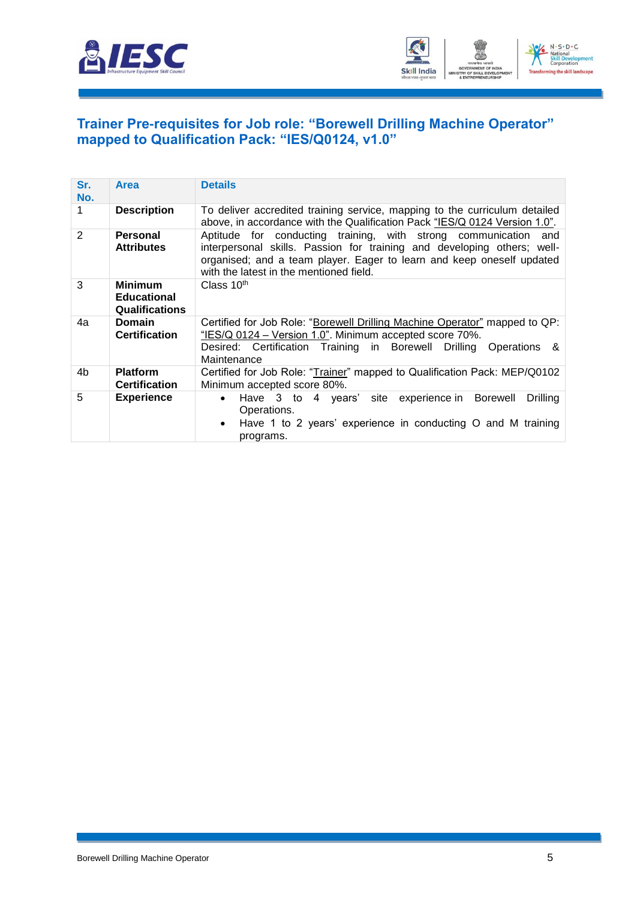## Trainer Pre-requisites for Job role: "Borewell Drilling Machine Operator" mapped to Qualification Pack: "IES/Q0124, v1.0"

| Sr. No. | Area | Details |
|---|---|---|
| 1 | **Description** | To deliver accredited training service, mapping to the curriculum detailed above, in accordance with the Qualification Pack "IES/Q 0124 Version 1.0". |
| 2 | **Personal Attributes** | Aptitude for conducting training, with strong communication and interpersonal skills. Passion for training and developing others; well-organised; and a team player. Eager to learn and keep oneself updated with the latest in the mentioned field. |
| 3 | **Minimum Educational Qualifications** | Class 10$^{th}$ |
| 4a | **Domain Certification** | Certified for Job Role: "Borewell Drilling Machine Operator" mapped to QP: "IES/Q 0124 – Version 1.0". Minimum accepted score 70%. Desired: Certification Training in Borewell Drilling Operations & Maintenance |
| 4b | **Platform Certification** | Certified for Job Role: "Trainer" mapped to Qualification Pack: MEP/Q0102 Minimum accepted score 80%. |
| 5 | **Experience** | • Have 3 to 4 years' site experience in Borewell Drilling Operations. • Have 1 to 2 years' experience in conducting O and M training programs. |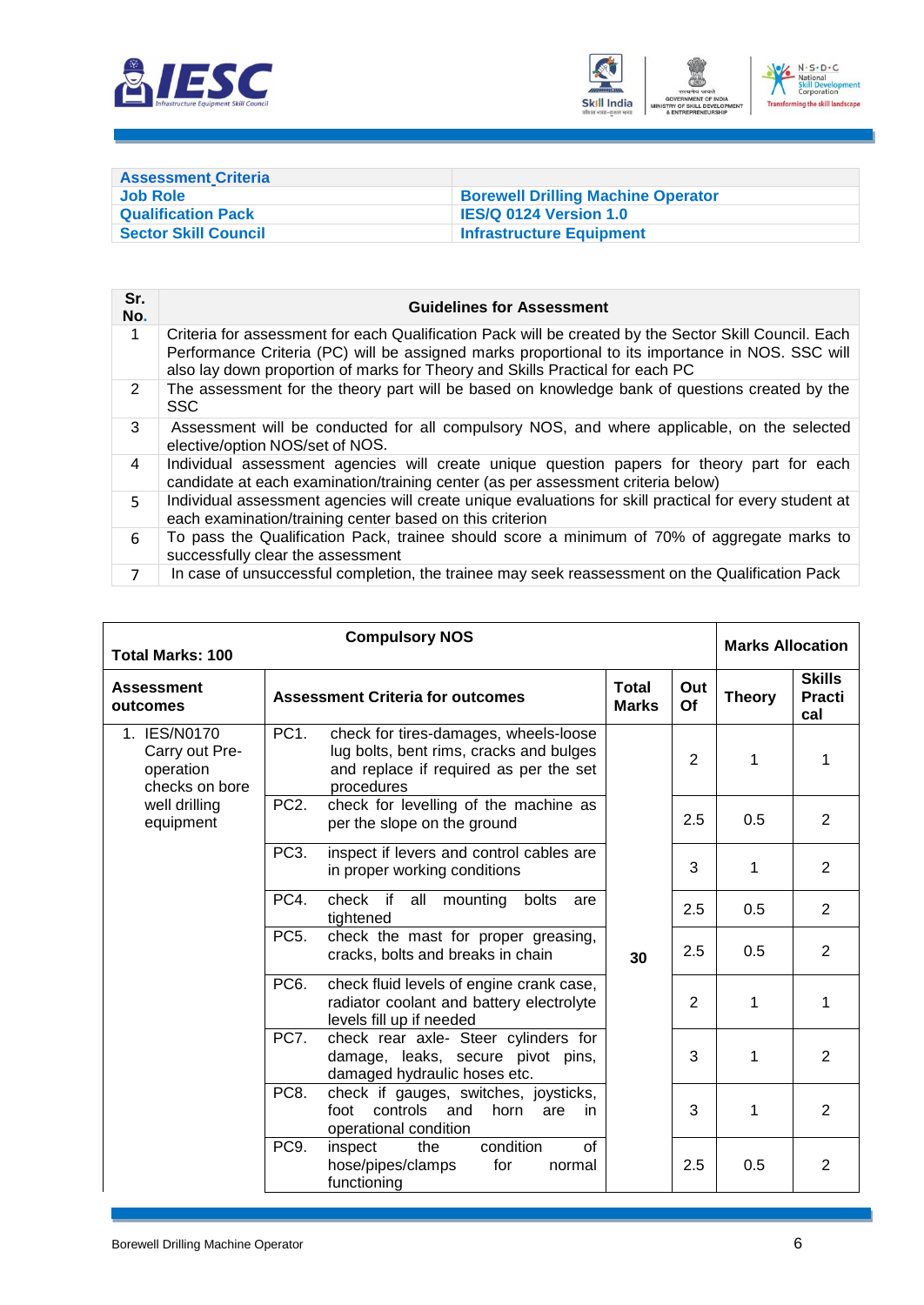| Assessment Criteria | |
|---|---|
| Job Role | Borewell Drilling Machine Operator |
| Qualification Pack | IES/Q 0124 Version 1.0 |
| Sector Skill Council | Infrastructure Equipment |

| Sr. No. | Guidelines for Assessment |
|---|---|
| 1 | Criteria for assessment for each Qualification Pack will be created by the Sector Skill Council. Each Performance Criteria (PC) will be assigned marks proportional to its importance in NOS. SSC will also lay down proportion of marks for Theory and Skills Practical for each PC |
| 2 | The assessment for the theory part will be based on knowledge bank of questions created by the SSC |
| 3 | Assessment will be conducted for all compulsory NOS, and where applicable, on the selected elective/option NOS/set of NOS. |
| 4 | Individual assessment agencies will create unique question papers for theory part for each candidate at each examination/training center (as per assessment criteria below) |
| 5 | Individual assessment agencies will create unique evaluations for skill practical for every student at each examination/training center based on this criterion |
| 6 | To pass the Qualification Pack, trainee should score a minimum of 70% of aggregate marks to successfully clear the assessment |
| 7 | In case of unsuccessful completion, the trainee may seek reassessment on the Qualification Pack |

| Total Marks: 100 | Compulsory NOS | | | Marks Allocation | |
|---|---|---|---|---|---|
| **Assessment outcomes** | **Assessment Criteria for outcomes** | **Total Marks** | **Out Of** | **Theory** | **Skills Practical** |
| 1. IES/N0170 Carry out Pre-operation checks on bore well drilling equipment | PC1. check for tires-damages, wheels-loose lug bolts, bent rims, cracks and bulges and replace if required as per the set procedures | 30 | 2 | 1 | 1 |
| | PC2. check for levelling of the machine as per the slope on the ground | | 2.5 | 0.5 | 2 |
| | PC3. inspect if levers and control cables are in proper working conditions | | 3 | 1 | 2 |
| | PC4. check if all mounting bolts are tightened | | 2.5 | 0.5 | 2 |
| | PC5. check the mast for proper greasing, cracks, bolts and breaks in chain | | 2.5 | 0.5 | 2 |
| | PC6. check fluid levels of engine crank case, radiator coolant and battery electrolyte levels fill up if needed | | 2 | 1 | 1 |
| | PC7. check rear axle- Steer cylinders for damage, leaks, secure pivot pins, damaged hydraulic hoses etc. | | 3 | 1 | 2 |
| | PC8. check if gauges, switches, joysticks, foot controls and horn are in operational condition | | 3 | 1 | 2 |
| | PC9. inspect the condition of hose/pipes/clamps for normal functioning | | 2.5 | 0.5 | 2 |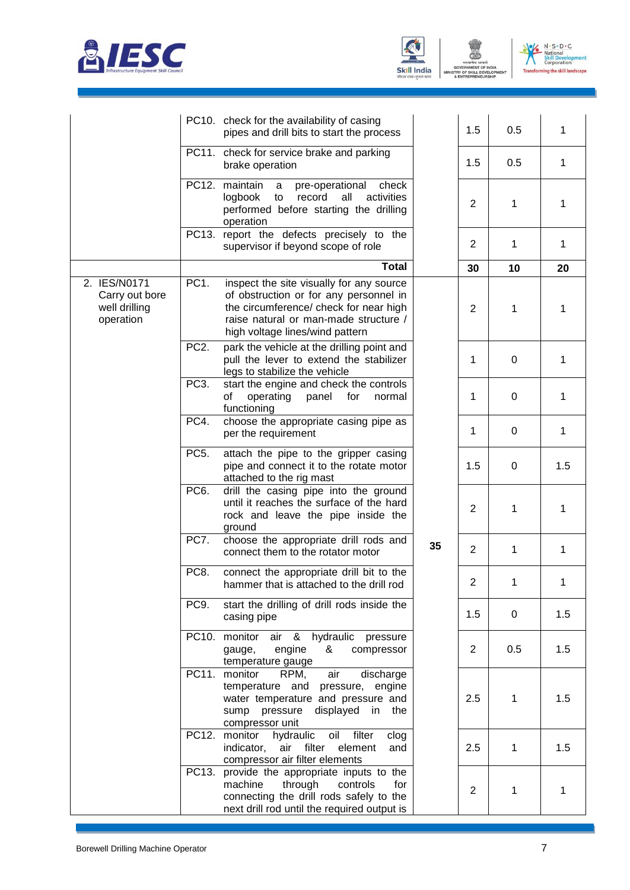| | | | | | |
|---|---|---|---|---|---|
| | PC10. check for the availability of casing pipes and drill bits to start the process | | 1.5 | 0.5 | 1 |
| | PC11. check for service brake and parking brake operation | | 1.5 | 0.5 | 1 |
| | PC12. maintain a pre-operational check logbook to record all activities performed before starting the drilling operation | | 2 | 1 | 1 |
| | PC13. report the defects precisely to the supervisor if beyond scope of role | | 2 | 1 | 1 |
| | **Total** | | **30** | **10** | **20** |
| 2. IES/N0171 Carry out bore well drilling operation | PC1. inspect the site visually for any source of obstruction or for any personnel in the circumference/ check for near high raise natural or man-made structure / high voltage lines/wind pattern | 35 | 2 | 1 | 1 |
| | PC2. park the vehicle at the drilling point and pull the lever to extend the stabilizer legs to stabilize the vehicle | | 1 | 0 | 1 |
| | PC3. start the engine and check the controls of operating panel for normal functioning | | 1 | 0 | 1 |
| | PC4. choose the appropriate casing pipe as per the requirement | | 1 | 0 | 1 |
| | PC5. attach the pipe to the gripper casing pipe and connect it to the rotate motor attached to the rig mast | | 1.5 | 0 | 1.5 |
| | PC6. drill the casing pipe into the ground until it reaches the surface of the hard rock and leave the pipe inside the ground | | 2 | 1 | 1 |
| | PC7. choose the appropriate drill rods and connect them to the rotator motor | | 2 | 1 | 1 |
| | PC8. connect the appropriate drill bit to the hammer that is attached to the drill rod | | 2 | 1 | 1 |
| | PC9. start the drilling of drill rods inside the casing pipe | | 1.5 | 0 | 1.5 |
| | PC10. monitor air & hydraulic pressure gauge, engine & compressor temperature gauge | | 2 | 0.5 | 1.5 |
| | PC11. monitor RPM, air discharge temperature and pressure, engine water temperature and pressure and sump pressure displayed in the compressor unit | | 2.5 | 1 | 1.5 |
| | PC12. monitor hydraulic oil filter clog indicator, air filter element and compressor air filter elements | | 2.5 | 1 | 1.5 |
| | PC13. provide the appropriate inputs to the machine through controls for connecting the drill rods safely to the next drill rod until the required output is | | 2 | 1 | 1 |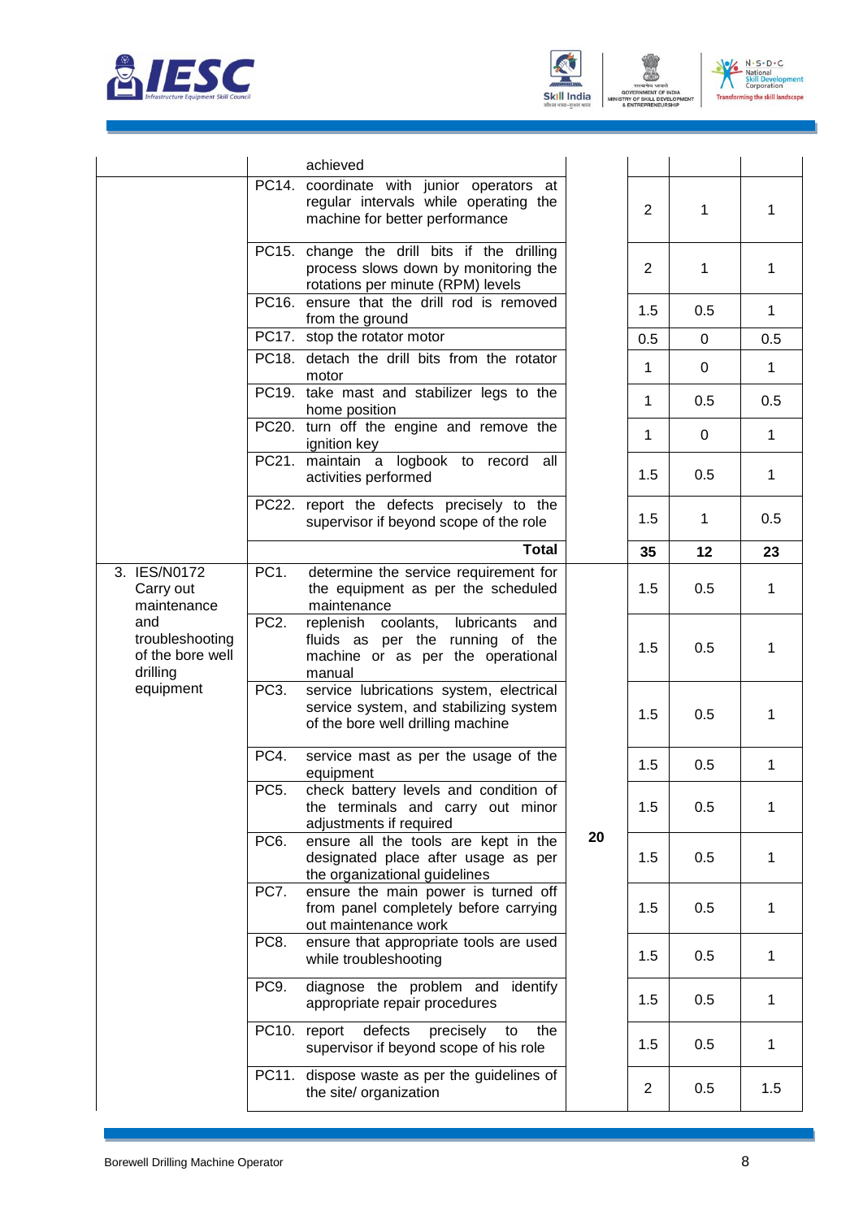| | | | | | |
|---|---|---|---|---|---|
| | achieved | | | | |
| | PC14. coordinate with junior operators at regular intervals while operating the machine for better performance | | 2 | 1 | 1 |
| | PC15. change the drill bits if the drilling process slows down by monitoring the rotations per minute (RPM) levels | | 2 | 1 | 1 |
| | PC16. ensure that the drill rod is removed from the ground | | 1.5 | 0.5 | 1 |
| | PC17. stop the rotator motor | | 0.5 | 0 | 0.5 |
| | PC18. detach the drill bits from the rotator motor | | 1 | 0 | 1 |
| | PC19. take mast and stabilizer legs to the home position | | 1 | 0.5 | 0.5 |
| | PC20. turn off the engine and remove the ignition key | | 1 | 0 | 1 |
| | PC21. maintain a logbook to record all activities performed | | 1.5 | 0.5 | 1 |
| | PC22. report the defects precisely to the supervisor if beyond scope of the role | | 1.5 | 1 | 0.5 |
| | **Total** | | **35** | **12** | **23** |
| 3. IES/N0172 Carry out maintenance and troubleshooting of the bore well drilling equipment | PC1. determine the service requirement for the equipment as per the scheduled maintenance | **20** | 1.5 | 0.5 | 1 |
| | PC2. replenish coolants, lubricants and fluids as per the running of the machine or as per the operational manual | | 1.5 | 0.5 | 1 |
| | PC3. service lubrications system, electrical service system, and stabilizing system of the bore well drilling machine | | 1.5 | 0.5 | 1 |
| | PC4. service mast as per the usage of the equipment | | 1.5 | 0.5 | 1 |
| | PC5. check battery levels and condition of the terminals and carry out minor adjustments if required | | 1.5 | 0.5 | 1 |
| | PC6. ensure all the tools are kept in the designated place after usage as per the organizational guidelines | | 1.5 | 0.5 | 1 |
| | PC7. ensure the main power is turned off from panel completely before carrying out maintenance work | | 1.5 | 0.5 | 1 |
| | PC8. ensure that appropriate tools are used while troubleshooting | | 1.5 | 0.5 | 1 |
| | PC9. diagnose the problem and identify appropriate repair procedures | | 1.5 | 0.5 | 1 |
| | PC10. report defects precisely to the supervisor if beyond scope of his role | | 1.5 | 0.5 | 1 |
| | PC11. dispose waste as per the guidelines of the site/ organization | | 2 | 0.5 | 1.5 |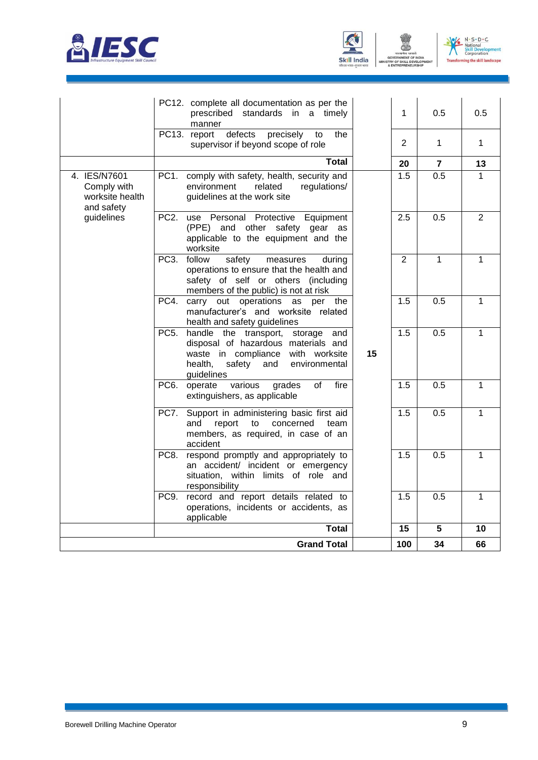| | | | | | |
|---|---|---|---|---|---|
| | PC12. complete all documentation as per the prescribed standards in a timely manner | | 1 | 0.5 | 0.5 |
| | PC13. report defects precisely to the supervisor if beyond scope of role | | 2 | 1 | 1 |
| | **Total** | | **20** | **7** | **13** |
| 4. IES/N7601 Comply with worksite health and safety guidelines | PC1. comply with safety, health, security and environment related regulations/ guidelines at the work site | **15** | 1.5 | 0.5 | 1 |
| | PC2. use Personal Protective Equipment (PPE) and other safety gear as applicable to the equipment and the worksite | | 2.5 | 0.5 | 2 |
| | PC3. follow safety measures during operations to ensure that the health and safety of self or others (including members of the public) is not at risk | | 2 | 1 | 1 |
| | PC4. carry out operations as per the manufacturer's and worksite related health and safety guidelines | | 1.5 | 0.5 | 1 |
| | PC5. handle the transport, storage and disposal of hazardous materials and waste in compliance with worksite health, safety and environmental guidelines | | 1.5 | 0.5 | 1 |
| | PC6. operate various grades of fire extinguishers, as applicable | | 1.5 | 0.5 | 1 |
| | PC7. Support in administering basic first aid and report to concerned team members, as required, in case of an accident | | 1.5 | 0.5 | 1 |
| | PC8. respond promptly and appropriately to an accident/ incident or emergency situation, within limits of role and responsibility | | 1.5 | 0.5 | 1 |
| | PC9. record and report details related to operations, incidents or accidents, as applicable | | 1.5 | 0.5 | 1 |
| | **Total** | | **15** | **5** | **10** |
| | **Grand Total** | | **100** | **34** | **66** |